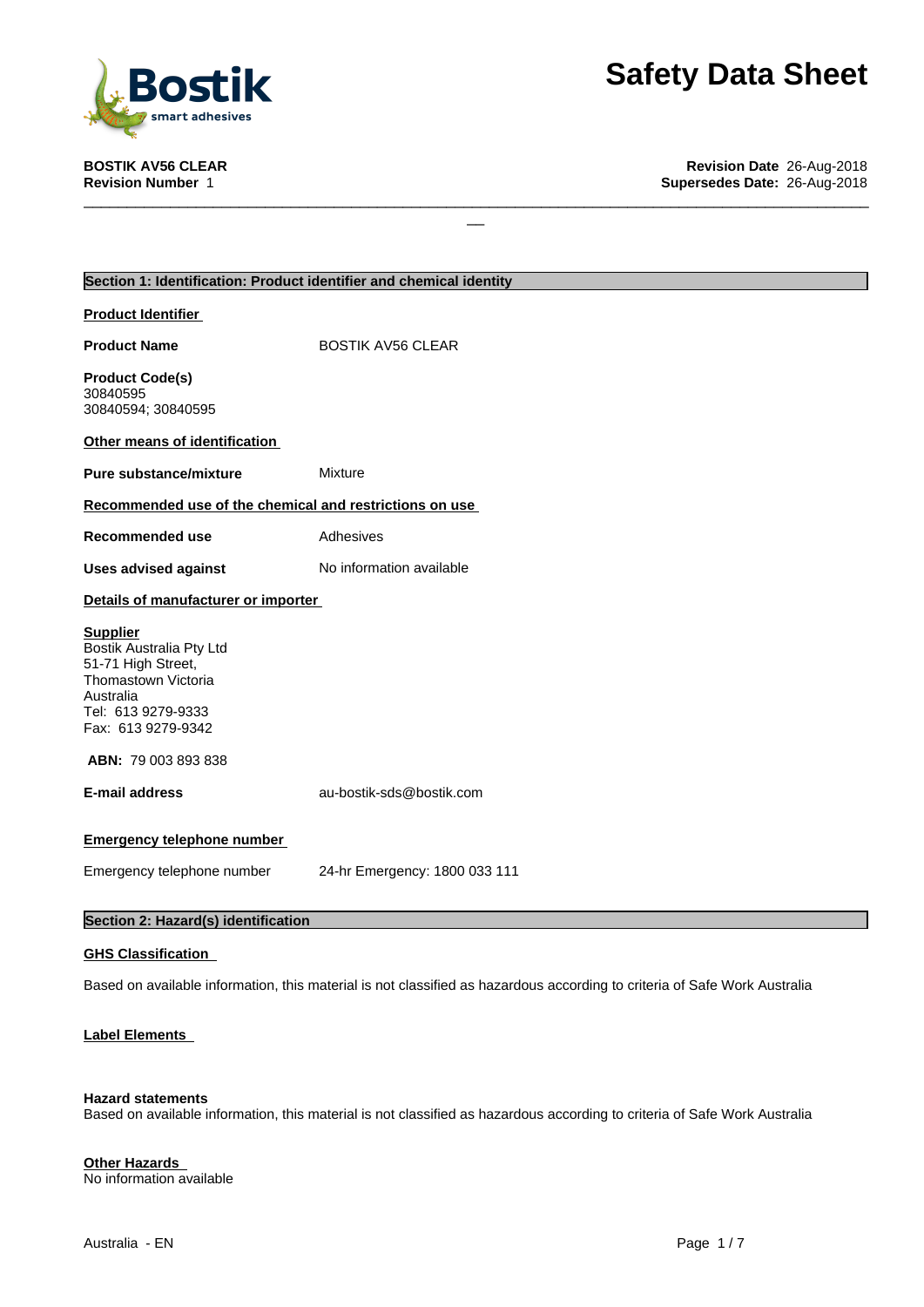# Safety Data Sheet

**BOSTIK AV56 CLEAR**
**Revision Number** 1

**Revision Date** 26-Aug-2018
**Supersedes Date:** 26-Aug-2018

## Section 1: Identification: Product identifier and chemical identity

**Product Identifier**

**Product Name** BOSTIK AV56 CLEAR

**Product Code(s)**
30840595
30840594; 30840595

**Other means of identification**

**Pure substance/mixture** Mixture

**Recommended use of the chemical and restrictions on use**

**Recommended use** Adhesives

**Uses advised against** No information available

**Details of manufacturer or importer**

**Supplier**
Bostik Australia Pty Ltd
51-71 High Street,
Thomastown Victoria
Australia
Tel: 613 9279-9333
Fax: 613 9279-9342

**ABN:** 79 003 893 838

**E-mail address** au-bostik-sds@bostik.com

**Emergency telephone number**

Emergency telephone number 24-hr Emergency: 1800 033 111

## Section 2: Hazard(s) identification

**GHS Classification**

Based on available information, this material is not classified as hazardous according to criteria of Safe Work Australia

**Label Elements**

**Hazard statements**
Based on available information, this material is not classified as hazardous according to criteria of Safe Work Australia

**Other Hazards**
No information available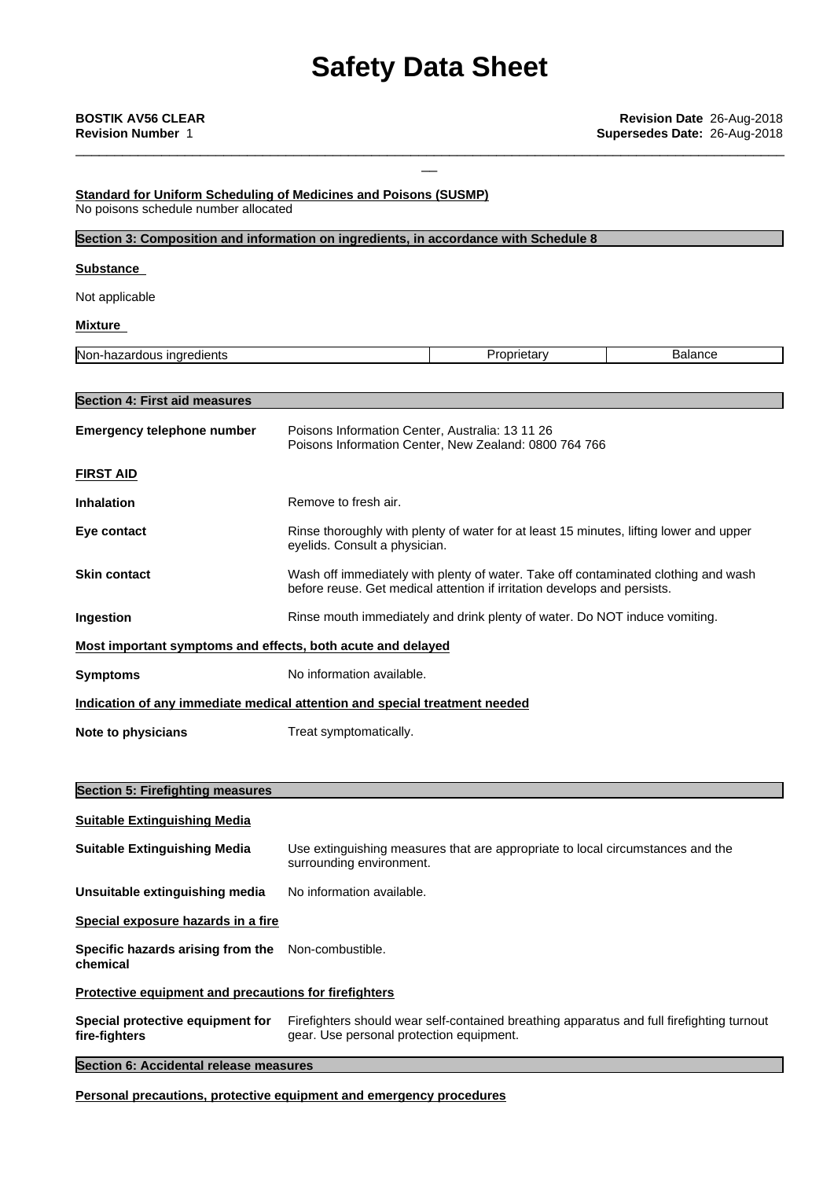**Standard for Uniform Scheduling of Medicines and Poisons (SUSMP)**
No poisons schedule number allocated

## Section 3: Composition and information on ingredients, in accordance with Schedule 8

**Substance**

Not applicable

**Mixture**

| Non-hazardous ingredients | Proprietary | Balance |
|---|---|---|

## Section 4: First aid measures

**Emergency telephone number** Poisons Information Center, Australia: 13 11 26
Poisons Information Center, New Zealand: 0800 764 766

**FIRST AID**

**Inhalation** Remove to fresh air.

**Eye contact** Rinse thoroughly with plenty of water for at least 15 minutes, lifting lower and upper eyelids. Consult a physician.

**Skin contact** Wash off immediately with plenty of water. Take off contaminated clothing and wash before reuse. Get medical attention if irritation develops and persists.

**Ingestion** Rinse mouth immediately and drink plenty of water. Do NOT induce vomiting.

**Most important symptoms and effects, both acute and delayed**

**Symptoms** No information available.

**Indication of any immediate medical attention and special treatment needed**

**Note to physicians** Treat symptomatically.

## Section 5: Firefighting measures

**Suitable Extinguishing Media**

**Suitable Extinguishing Media** Use extinguishing measures that are appropriate to local circumstances and the surrounding environment.

**Unsuitable extinguishing media** No information available.

**Special exposure hazards in a fire**

**Specific hazards arising from the chemical** Non-combustible.

**Protective equipment and precautions for firefighters**

**Special protective equipment for fire-fighters** Firefighters should wear self-contained breathing apparatus and full firefighting turnout gear. Use personal protection equipment.

## Section 6: Accidental release measures

**Personal precautions, protective equipment and emergency procedures**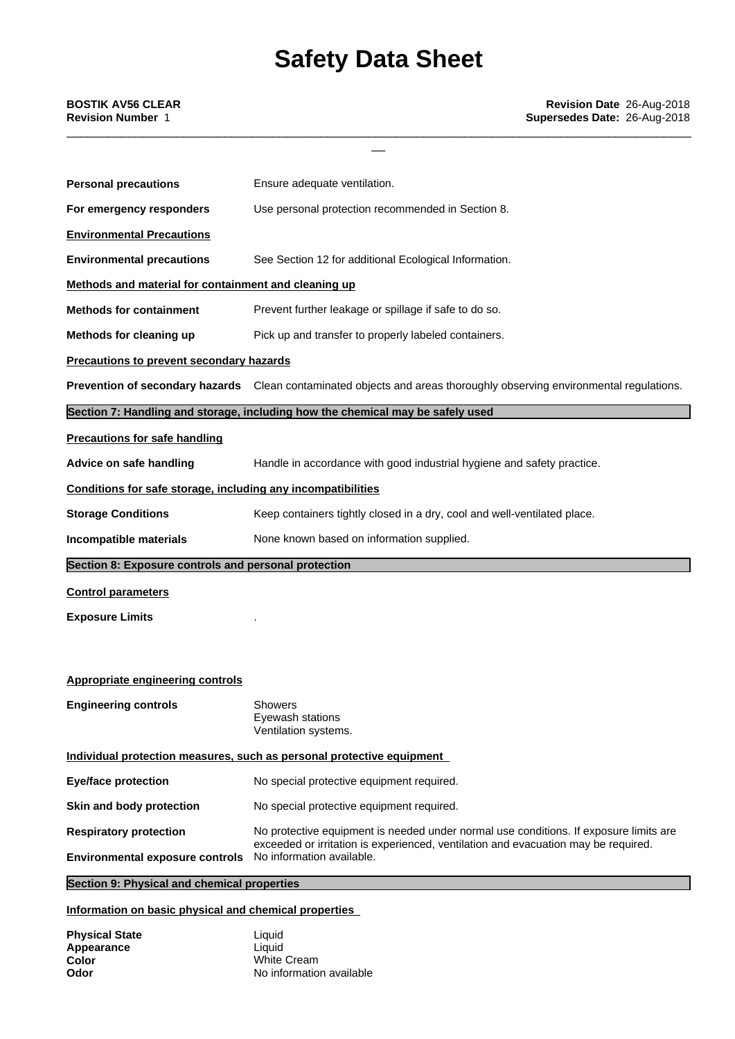**Personal precautions** Ensure adequate ventilation.

**For emergency responders** Use personal protection recommended in Section 8.

**Environmental Precautions**

**Environmental precautions** See Section 12 for additional Ecological Information.

**Methods and material for containment and cleaning up**

**Methods for containment** Prevent further leakage or spillage if safe to do so.

**Methods for cleaning up** Pick up and transfer to properly labeled containers.

**Precautions to prevent secondary hazards**

**Prevention of secondary hazards** Clean contaminated objects and areas thoroughly observing environmental regulations.

## Section 7: Handling and storage, including how the chemical may be safely used

**Precautions for safe handling**

**Advice on safe handling** Handle in accordance with good industrial hygiene and safety practice.

**Conditions for safe storage, including any incompatibilities**

**Storage Conditions** Keep containers tightly closed in a dry, cool and well-ventilated place.

**Incompatible materials** None known based on information supplied.

## Section 8: Exposure controls and personal protection

**Control parameters**

**Exposure Limits** .

**Appropriate engineering controls**

**Engineering controls** Showers
Eyewash stations
Ventilation systems.

**Individual protection measures, such as personal protective equipment**

**Eye/face protection** No special protective equipment required.

**Skin and body protection** No special protective equipment required.

**Respiratory protection** No protective equipment is needed under normal use conditions. If exposure limits are exceeded or irritation is experienced, ventilation and evacuation may be required.

**Environmental exposure controls** No information available.

## Section 9: Physical and chemical properties

**Information on basic physical and chemical properties**

**Physical State** Liquid
**Appearance** Liquid
**Color** White Cream
**Odor** No information available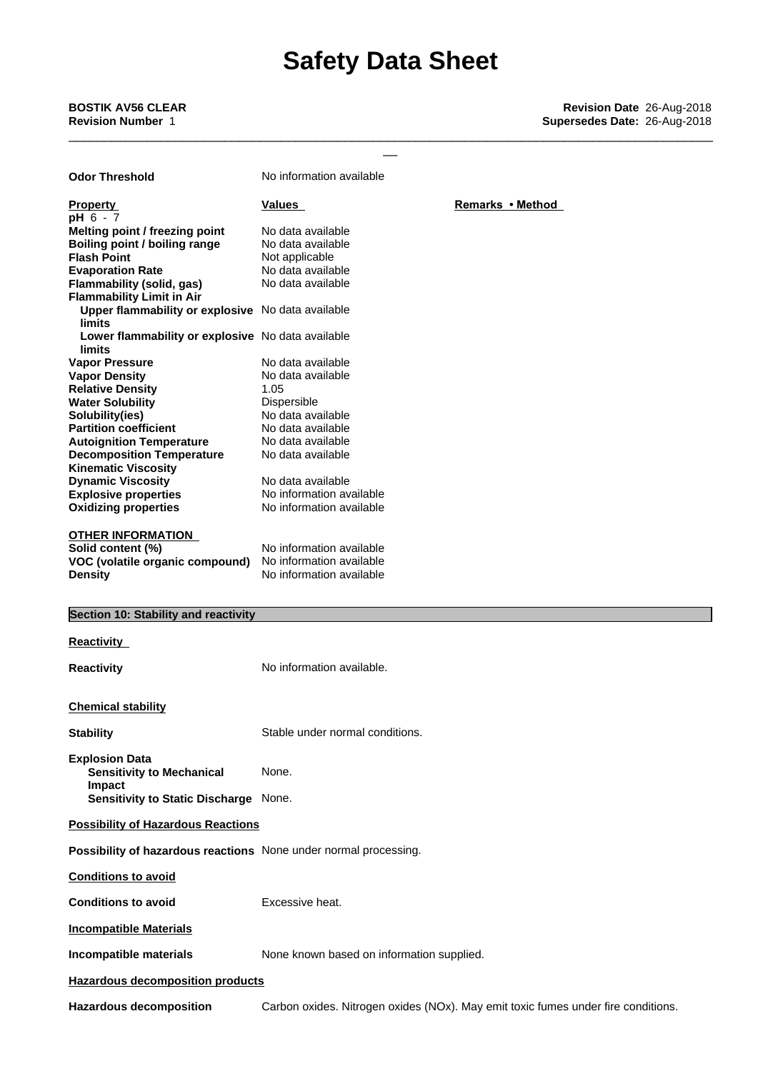| | | |
|---|---|---|
| **Odor Threshold** | No information available | |
| **Property** | **Values** | **Remarks • Method** |
| **pH** 6 - 7 | | |
| **Melting point / freezing point** | No data available | |
| **Boiling point / boiling range** | No data available | |
| **Flash Point** | Not applicable | |
| **Evaporation Rate** | No data available | |
| **Flammability (solid, gas)** | No data available | |
| **Flammability Limit in Air** | | |
| **Upper flammability or explosive limits** | No data available | |
| **Lower flammability or explosive limits** | No data available | |
| **Vapor Pressure** | No data available | |
| **Vapor Density** | No data available | |
| **Relative Density** | 1.05 | |
| **Water Solubility** | Dispersible | |
| **Solubility(ies)** | No data available | |
| **Partition coefficient** | No data available | |
| **Autoignition Temperature** | No data available | |
| **Decomposition Temperature** | No data available | |
| **Kinematic Viscosity** | | |
| **Dynamic Viscosity** | No data available | |
| **Explosive properties** | No information available | |
| **Oxidizing properties** | No information available | |

**OTHER INFORMATION**

| | |
|---|---|
| **Solid content (%)** | No information available |
| **VOC (volatile organic compound)** | No information available |
| **Density** | No information available |

## Section 10: Stability and reactivity

**Reactivity**

**Reactivity** No information available.

**Chemical stability**

**Stability** Stable under normal conditions.

**Explosion Data**

**Sensitivity to Mechanical Impact** None.

**Sensitivity to Static Discharge** None.

**Possibility of Hazardous Reactions**

**Possibility of hazardous reactions** None under normal processing.

**Conditions to avoid**

**Conditions to avoid** Excessive heat.

**Incompatible Materials**

**Incompatible materials** None known based on information supplied.

**Hazardous decomposition products**

**Hazardous decomposition** Carbon oxides. Nitrogen oxides (NOx). May emit toxic fumes under fire conditions.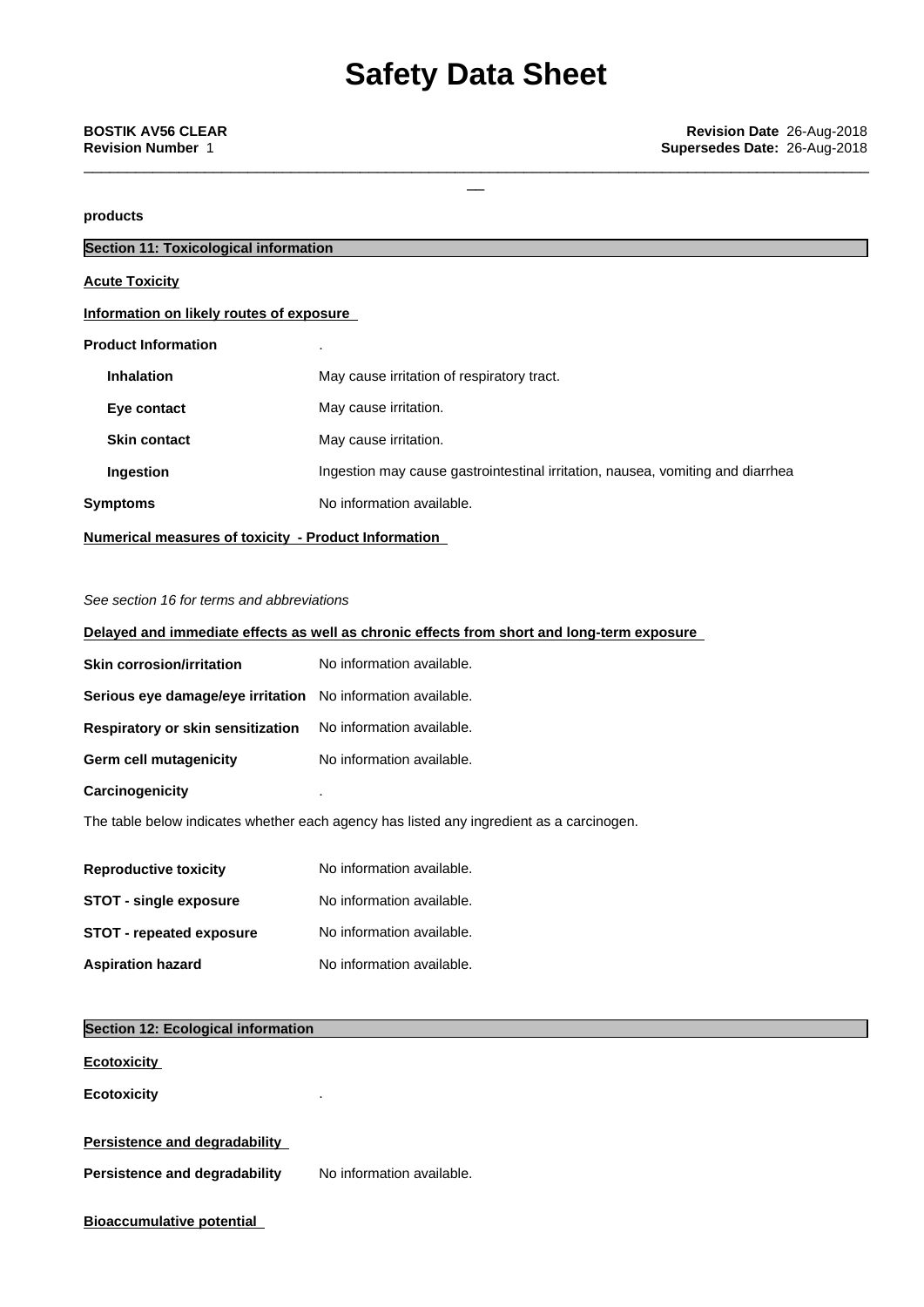products

## Section 11: Toxicological information

**Acute Toxicity**

**Information on likely routes of exposure**

**Product Information** .

| | |
|---|---|
| **Inhalation** | May cause irritation of respiratory tract. |
| **Eye contact** | May cause irritation. |
| **Skin contact** | May cause irritation. |
| **Ingestion** | Ingestion may cause gastrointestinal irritation, nausea, vomiting and diarrhea |
| **Symptoms** | No information available. |

**Numerical measures of toxicity - Product Information**

*See section 16 for terms and abbreviations*

**Delayed and immediate effects as well as chronic effects from short and long-term exposure**

| | |
|---|---|
| **Skin corrosion/irritation** | No information available. |
| **Serious eye damage/eye irritation** | No information available. |
| **Respiratory or skin sensitization** | No information available. |
| **Germ cell mutagenicity** | No information available. |
| **Carcinogenicity** | . |

The table below indicates whether each agency has listed any ingredient as a carcinogen.

| | |
|---|---|
| **Reproductive toxicity** | No information available. |
| **STOT - single exposure** | No information available. |
| **STOT - repeated exposure** | No information available. |
| **Aspiration hazard** | No information available. |

## Section 12: Ecological information

**Ecotoxicity**

**Ecotoxicity** .

**Persistence and degradability**

**Persistence and degradability** No information available.

**Bioaccumulative potential**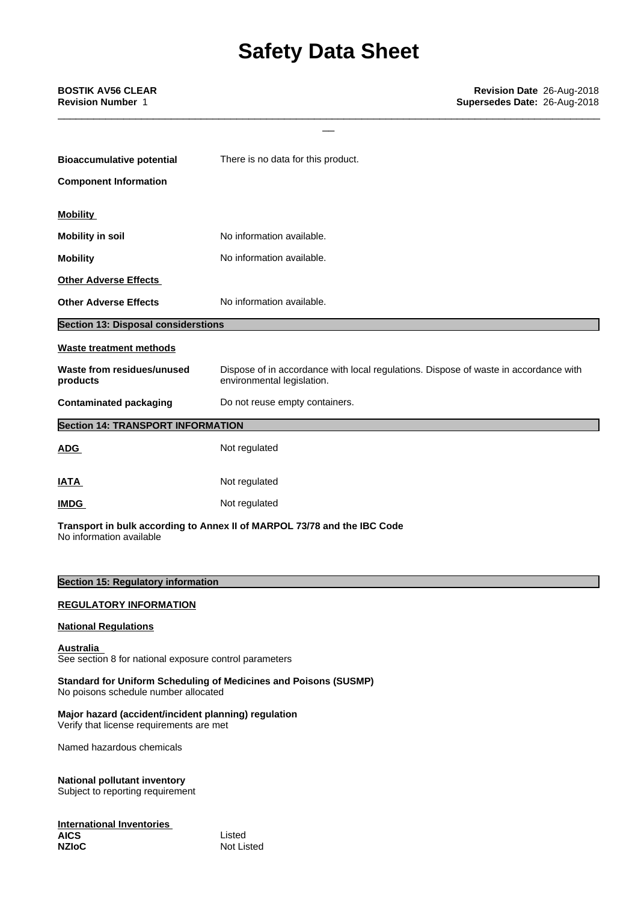| | |
|---|---|
| **Bioaccumulative potential** | There is no data for this product. |

**Component Information**

**Mobility**

| | |
|---|---|
| **Mobility in soil** | No information available. |
| **Mobility** | No information available. |

**Other Adverse Effects**

| | |
|---|---|
| **Other Adverse Effects** | No information available. |

## Section 13: Disposal considerstions

**Waste treatment methods**

| | |
|---|---|
| **Waste from residues/unused products** | Dispose of in accordance with local regulations. Dispose of waste in accordance with environmental legislation. |
| **Contaminated packaging** | Do not reuse empty containers. |

## Section 14: TRANSPORT INFORMATION

| | |
|---|---|
| **ADG** | Not regulated |
| **IATA** | Not regulated |
| **IMDG** | Not regulated |

**Transport in bulk according to Annex II of MARPOL 73/78 and the IBC Code**
No information available

## Section 15: Regulatory information

**REGULATORY INFORMATION**

**National Regulations**

**Australia**
See section 8 for national exposure control parameters

**Standard for Uniform Scheduling of Medicines and Poisons (SUSMP)**
No poisons schedule number allocated

**Major hazard (accident/incident planning) regulation**
Verify that license requirements are met

Named hazardous chemicals

**National pollutant inventory**
Subject to reporting requirement

**International Inventories**

| | |
|---|---|
| **AICS** | Listed |
| **NZIoC** | Not Listed |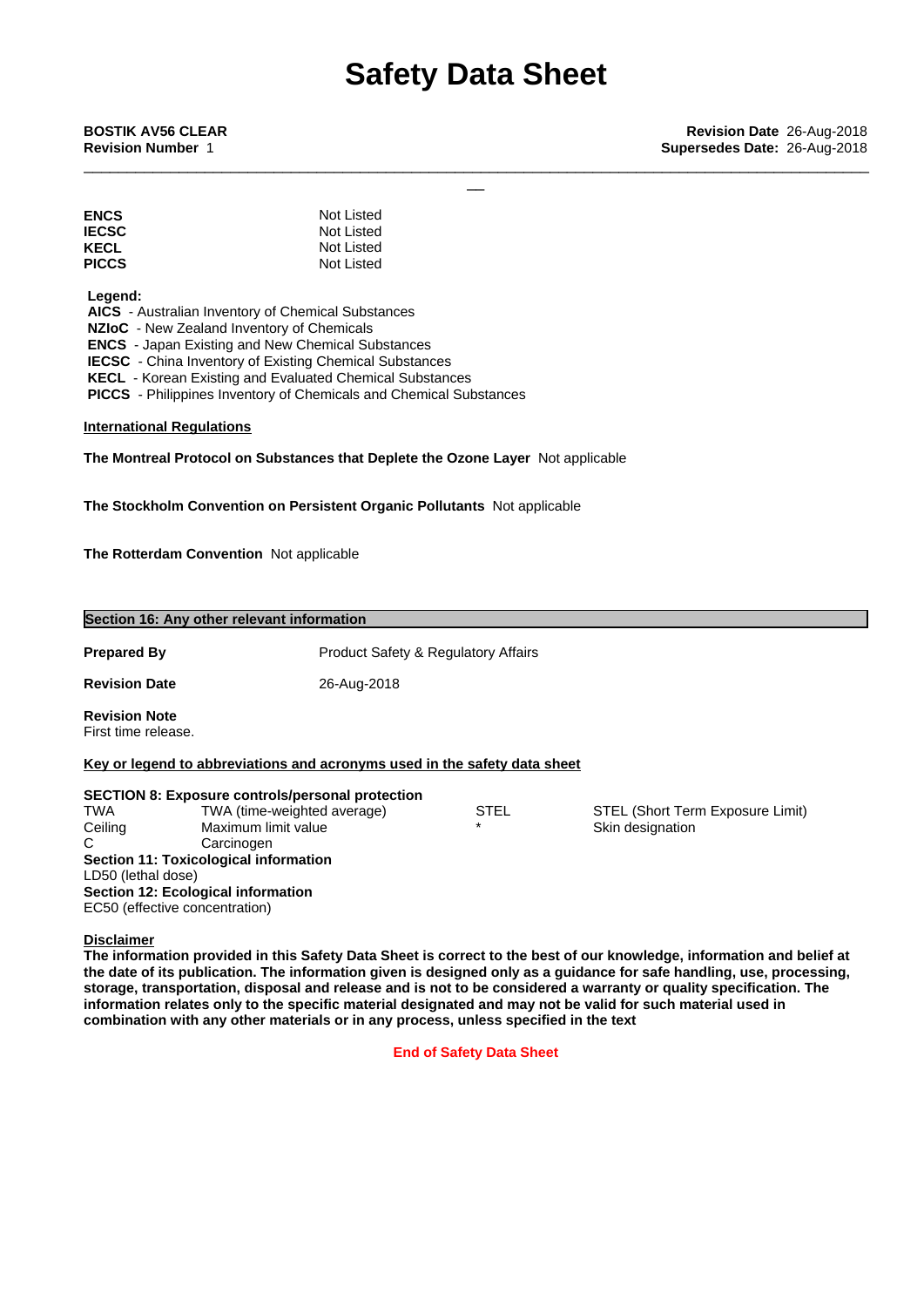| | |
|---|---|
| **ENCS** | Not Listed |
| **IECSC** | Not Listed |
| **KECL** | Not Listed |
| **PICCS** | Not Listed |

**Legend:**
**AICS** - Australian Inventory of Chemical Substances
**NZIoC** - New Zealand Inventory of Chemicals
**ENCS** - Japan Existing and New Chemical Substances
**IECSC** - China Inventory of Existing Chemical Substances
**KECL** - Korean Existing and Evaluated Chemical Substances
**PICCS** - Philippines Inventory of Chemicals and Chemical Substances

**International Regulations**

**The Montreal Protocol on Substances that Deplete the Ozone Layer** Not applicable

**The Stockholm Convention on Persistent Organic Pollutants** Not applicable

**The Rotterdam Convention** Not applicable

## Section 16: Any other relevant information

**Prepared By** Product Safety & Regulatory Affairs

**Revision Date** 26-Aug-2018

**Revision Note**
First time release.

**Key or legend to abbreviations and acronyms used in the safety data sheet**

**SECTION 8: Exposure controls/personal protection**

| | | | |
|---|---|---|---|
| TWA | TWA (time-weighted average) | STEL | STEL (Short Term Exposure Limit) |
| Ceiling | Maximum limit value | * | Skin designation |
| C | Carcinogen | | |

**Section 11: Toxicological information**
LD50 (lethal dose)
**Section 12: Ecological information**
EC50 (effective concentration)

**Disclaimer**
**The information provided in this Safety Data Sheet is correct to the best of our knowledge, information and belief at the date of its publication. The information given is designed only as a guidance for safe handling, use, processing, storage, transportation, disposal and release and is not to be considered a warranty or quality specification. The information relates only to the specific material designated and may not be valid for such material used in combination with any other materials or in any process, unless specified in the text**

**End of Safety Data Sheet**